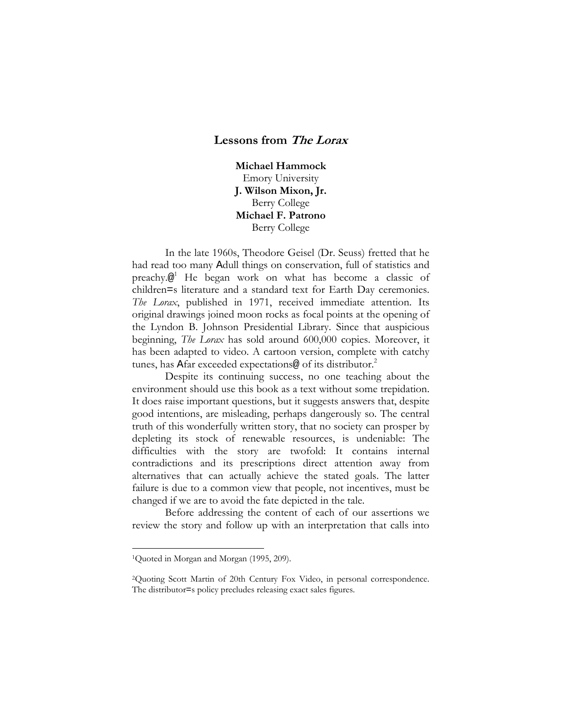# Lessons from *The Lorax*

**Michael Hammock**
Emory University
**J. Wilson Mixon, Jr.**
Berry College
**Michael F. Patrono**
Berry College

In the late 1960s, Theodore Geisel (Dr. Seuss) fretted that he had read too many Adull things on conservation, full of statistics and preachy.@[1] He began work on what has become a classic of children=s literature and a standard text for Earth Day ceremonies. *The Lorax*, published in 1971, received immediate attention. Its original drawings joined moon rocks as focal points at the opening of the Lyndon B. Johnson Presidential Library. Since that auspicious beginning, *The Lorax* has sold around 600,000 copies. Moreover, it has been adapted to video. A cartoon version, complete with catchy tunes, has Afar exceeded expectations@ of its distributor.[2]

Despite its continuing success, no one teaching about the environment should use this book as a text without some trepidation. It does raise important questions, but it suggests answers that, despite good intentions, are misleading, perhaps dangerously so. The central truth of this wonderfully written story, that no society can prosper by depleting its stock of renewable resources, is undeniable: The difficulties with the story are twofold: It contains internal contradictions and its prescriptions direct attention away from alternatives that can actually achieve the stated goals. The latter failure is due to a common view that people, not incentives, must be changed if we are to avoid the fate depicted in the tale.

Before addressing the content of each of our assertions we review the story and follow up with an interpretation that calls into

---

[1]Quoted in Morgan and Morgan (1995, 209).

[2]Quoting Scott Martin of 20th Century Fox Video, in personal correspondence. The distributor=s policy precludes releasing exact sales figures.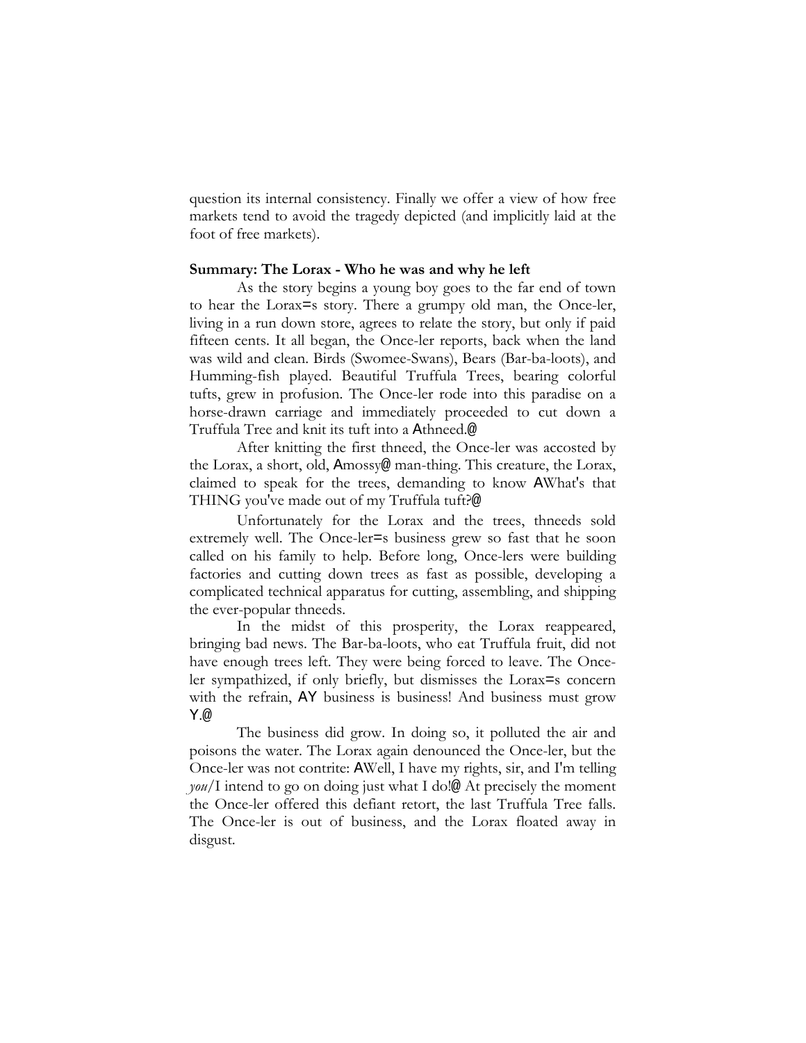question its internal consistency. Finally we offer a view of how free markets tend to avoid the tragedy depicted (and implicitly laid at the foot of free markets).

**Summary: The Lorax - Who he was and why he left**

As the story begins a young boy goes to the far end of town to hear the Lorax=s story. There a grumpy old man, the Once-ler, living in a run down store, agrees to relate the story, but only if paid fifteen cents. It all began, the Once-ler reports, back when the land was wild and clean. Birds (Swomee-Swans), Bears (Bar-ba-loots), and Humming-fish played. Beautiful Truffula Trees, bearing colorful tufts, grew in profusion. The Once-ler rode into this paradise on a horse-drawn carriage and immediately proceeded to cut down a Truffula Tree and knit its tuft into a Athneed.@

After knitting the first thneed, the Once-ler was accosted by the Lorax, a short, old, Amossy@ man-thing. This creature, the Lorax, claimed to speak for the trees, demanding to know AWhat's that THING you've made out of my Truffula tuft?@

Unfortunately for the Lorax and the trees, thneeds sold extremely well. The Once-ler=s business grew so fast that he soon called on his family to help. Before long, Once-lers were building factories and cutting down trees as fast as possible, developing a complicated technical apparatus for cutting, assembling, and shipping the ever-popular thneeds.

In the midst of this prosperity, the Lorax reappeared, bringing bad news. The Bar-ba-loots, who eat Truffula fruit, did not have enough trees left. They were being forced to leave. The Once-ler sympathized, if only briefly, but dismisses the Lorax=s concern with the refrain, AY business is business! And business must grow Y.@

The business did grow. In doing so, it polluted the air and poisons the water. The Lorax again denounced the Once-ler, but the Once-ler was not contrite: AWell, I have my rights, sir, and I'm telling *you*/I intend to go on doing just what I do!@ At precisely the moment the Once-ler offered this defiant retort, the last Truffula Tree falls. The Once-ler is out of business, and the Lorax floated away in disgust.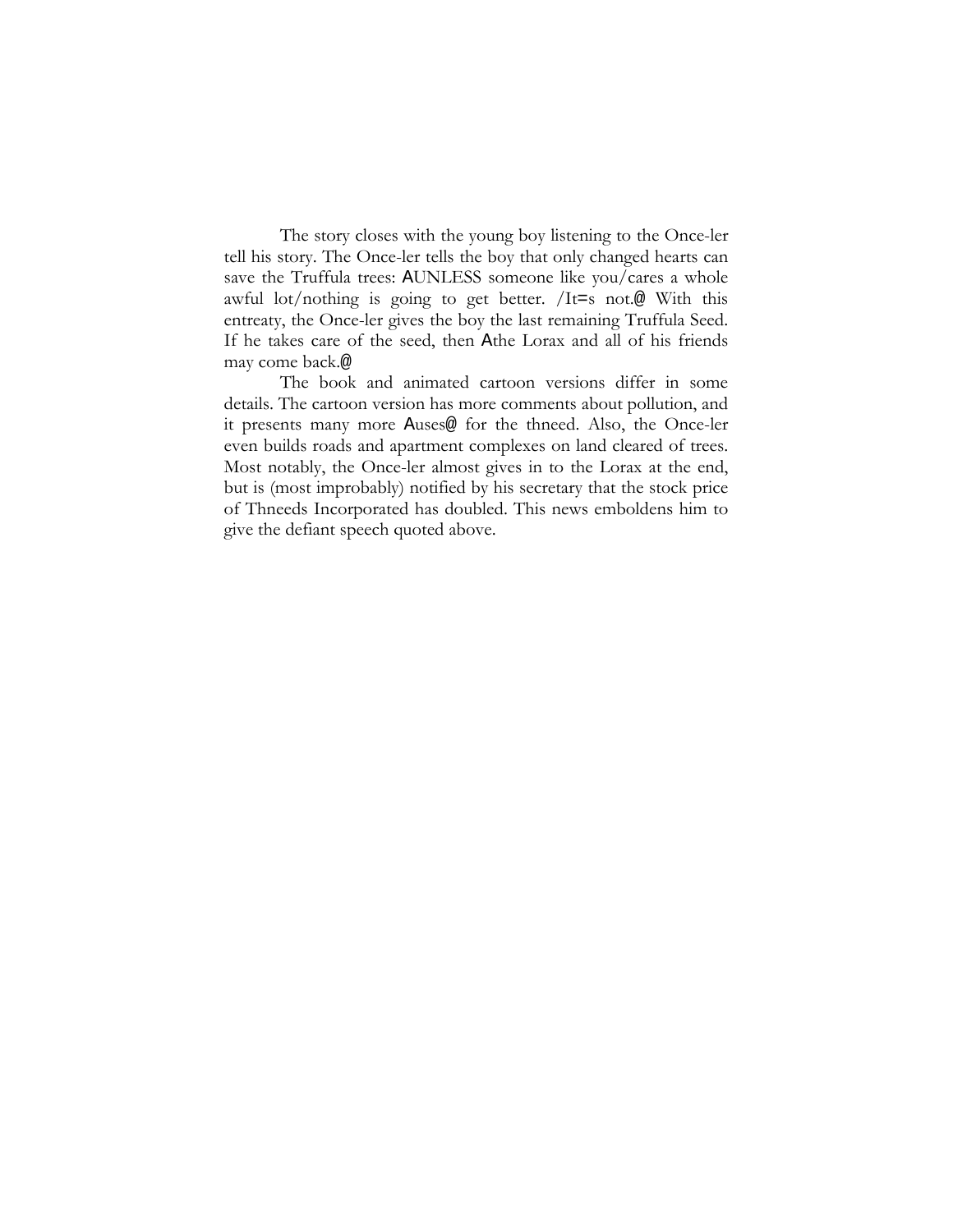The story closes with the young boy listening to the Once-ler tell his story. The Once-ler tells the boy that only changed hearts can save the Truffula trees: AUNLESS someone like you/cares a whole awful lot/nothing is going to get better. /It=s not.@ With this entreaty, the Once-ler gives the boy the last remaining Truffula Seed. If he takes care of the seed, then Athe Lorax and all of his friends may come back.@

The book and animated cartoon versions differ in some details. The cartoon version has more comments about pollution, and it presents many more Auses@ for the thneed. Also, the Once-ler even builds roads and apartment complexes on land cleared of trees. Most notably, the Once-ler almost gives in to the Lorax at the end, but is (most improbably) notified by his secretary that the stock price of Thneeds Incorporated has doubled. This news emboldens him to give the defiant speech quoted above.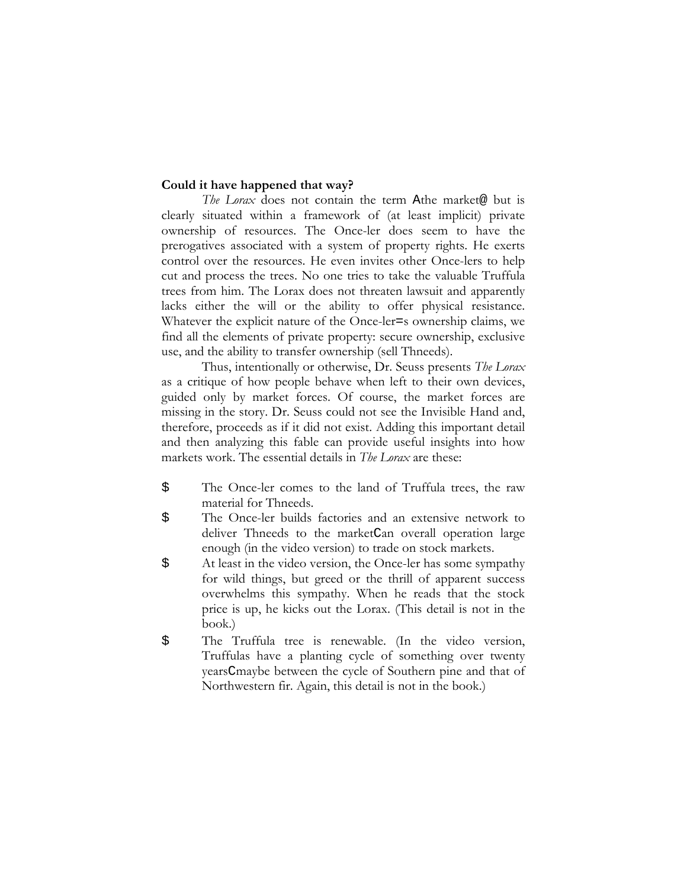**Could it have happened that way?**

*The Lorax* does not contain the term Athe market@ but is clearly situated within a framework of (at least implicit) private ownership of resources. The Once-ler does seem to have the prerogatives associated with a system of property rights. He exerts control over the resources. He even invites other Once-lers to help cut and process the trees. No one tries to take the valuable Truffula trees from him. The Lorax does not threaten lawsuit and apparently lacks either the will or the ability to offer physical resistance. Whatever the explicit nature of the Once-ler=s ownership claims, we find all the elements of private property: secure ownership, exclusive use, and the ability to transfer ownership (sell Thneeds).

Thus, intentionally or otherwise, Dr. Seuss presents *The Lorax* as a critique of how people behave when left to their own devices, guided only by market forces. Of course, the market forces are missing in the story. Dr. Seuss could not see the Invisible Hand and, therefore, proceeds as if it did not exist. Adding this important detail and then analyzing this fable can provide useful insights into how markets work. The essential details in *The Lorax* are these:

- The Once-ler comes to the land of Truffula trees, the raw material for Thneeds.
- The Once-ler builds factories and an extensive network to deliver Thneeds to the marketCan overall operation large enough (in the video version) to trade on stock markets.
- At least in the video version, the Once-ler has some sympathy for wild things, but greed or the thrill of apparent success overwhelms this sympathy. When he reads that the stock price is up, he kicks out the Lorax. (This detail is not in the book.)
- The Truffula tree is renewable. (In the video version, Truffulas have a planting cycle of something over twenty yearsCmaybe between the cycle of Southern pine and that of Northwestern fir. Again, this detail is not in the book.)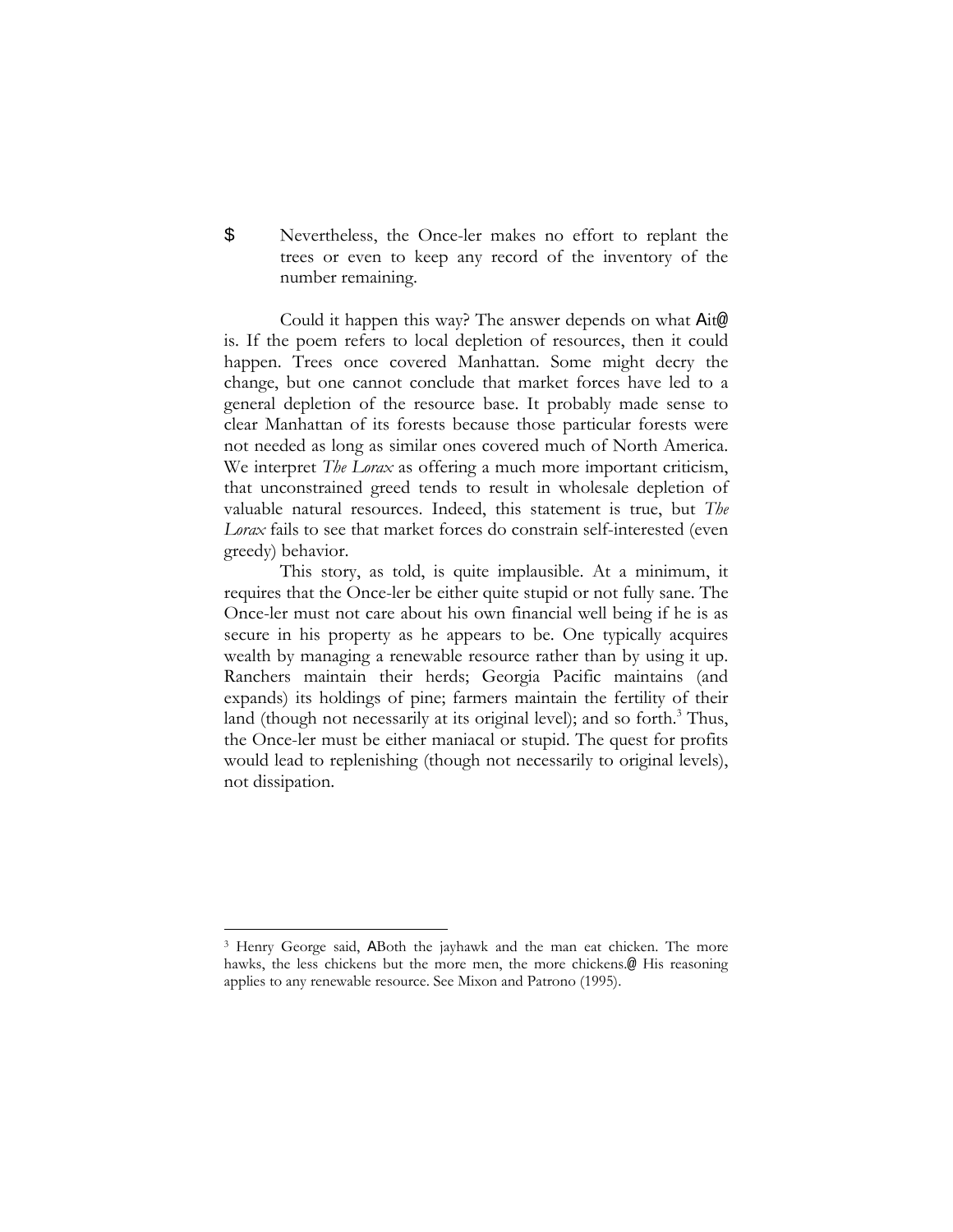- Nevertheless, the Once-ler makes no effort to replant the trees or even to keep any record of the inventory of the number remaining.

Could it happen this way? The answer depends on what "it" is. If the poem refers to local depletion of resources, then it could happen. Trees once covered Manhattan. Some might decry the change, but one cannot conclude that market forces have led to a general depletion of the resource base. It probably made sense to clear Manhattan of its forests because those particular forests were not needed as long as similar ones covered much of North America. We interpret *The Lorax* as offering a much more important criticism, that unconstrained greed tends to result in wholesale depletion of valuable natural resources. Indeed, this statement is true, but *The Lorax* fails to see that market forces do constrain self-interested (even greedy) behavior.

This story, as told, is quite implausible. At a minimum, it requires that the Once-ler be either quite stupid or not fully sane. The Once-ler must not care about his own financial well being if he is as secure in his property as he appears to be. One typically acquires wealth by managing a renewable resource rather than by using it up. Ranchers maintain their herds; Georgia Pacific maintains (and expands) its holdings of pine; farmers maintain the fertility of their land (though not necessarily at its original level); and so forth.[3] Thus, the Once-ler must be either maniacal or stupid. The quest for profits would lead to replenishing (though not necessarily to original levels), not dissipation.

---

[3] Henry George said, "Both the jayhawk and the man eat chicken. The more hawks, the less chickens but the more men, the more chickens." His reasoning applies to any renewable resource. See Mixon and Patrono (1995).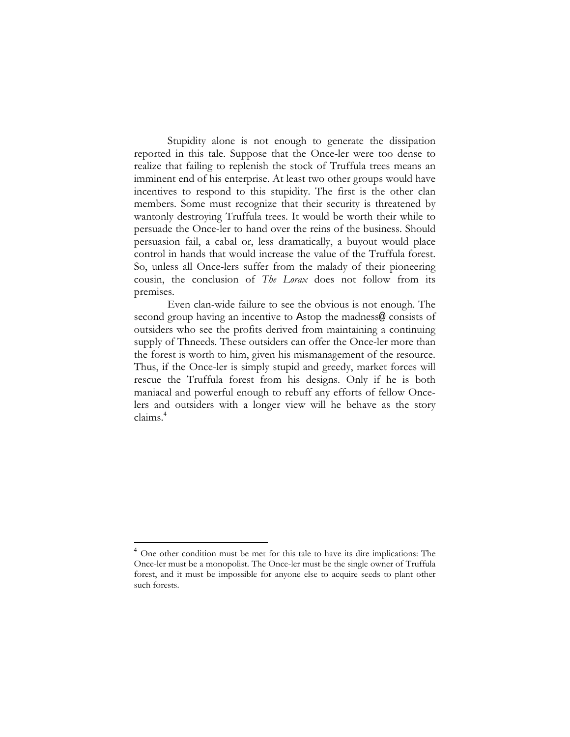Stupidity alone is not enough to generate the dissipation reported in this tale. Suppose that the Once-ler were too dense to realize that failing to replenish the stock of Truffula trees means an imminent end of his enterprise. At least two other groups would have incentives to respond to this stupidity. The first is the other clan members. Some must recognize that their security is threatened by wantonly destroying Truffula trees. It would be worth their while to persuade the Once-ler to hand over the reins of the business. Should persuasion fail, a cabal or, less dramatically, a buyout would place control in hands that would increase the value of the Truffula forest. So, unless all Once-lers suffer from the malady of their pioneering cousin, the conclusion of *The Lorax* does not follow from its premises.

Even clan-wide failure to see the obvious is not enough. The second group having an incentive to Astop the madness@ consists of outsiders who see the profits derived from maintaining a continuing supply of Thneeds. These outsiders can offer the Once-ler more than the forest is worth to him, given his mismanagement of the resource. Thus, if the Once-ler is simply stupid and greedy, market forces will rescue the Truffula forest from his designs. Only if he is both maniacal and powerful enough to rebuff any efforts of fellow Once-lers and outsiders with a longer view will he behave as the story claims.[4]

[4] One other condition must be met for this tale to have its dire implications: The Once-ler must be a monopolist. The Once-ler must be the single owner of Truffula forest, and it must be impossible for anyone else to acquire seeds to plant other such forests.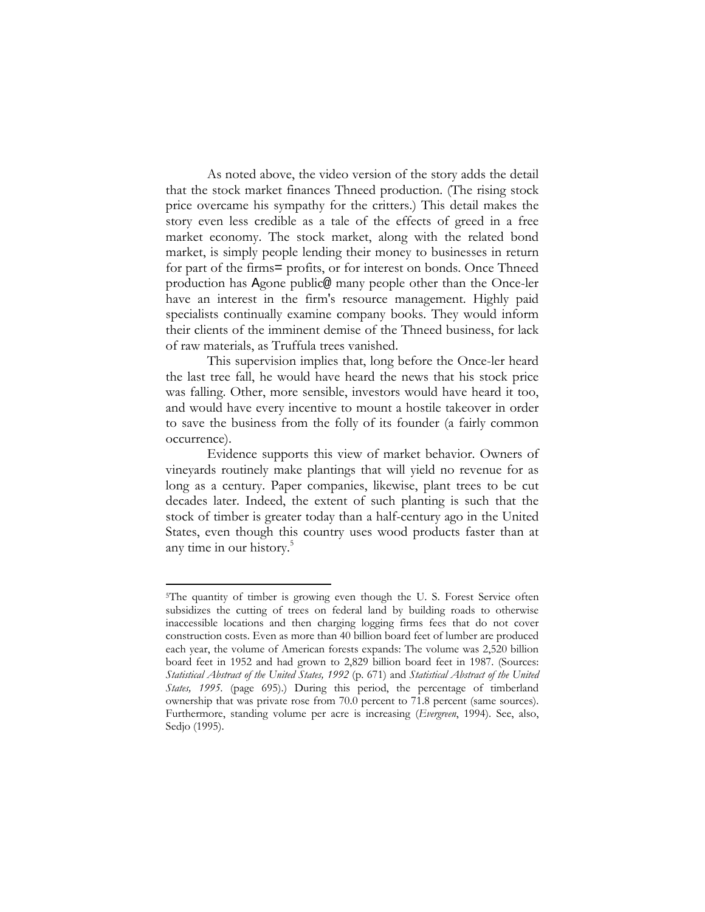As noted above, the video version of the story adds the detail that the stock market finances Thneed production. (The rising stock price overcame his sympathy for the critters.) This detail makes the story even less credible as a tale of the effects of greed in a free market economy. The stock market, along with the related bond market, is simply people lending their money to businesses in return for part of the firms= profits, or for interest on bonds. Once Thneed production has Agone public@ many people other than the Once-ler have an interest in the firm's resource management. Highly paid specialists continually examine company books. They would inform their clients of the imminent demise of the Thneed business, for lack of raw materials, as Truffula trees vanished.

This supervision implies that, long before the Once-ler heard the last tree fall, he would have heard the news that his stock price was falling. Other, more sensible, investors would have heard it too, and would have every incentive to mount a hostile takeover in order to save the business from the folly of its founder (a fairly common occurrence).

Evidence supports this view of market behavior. Owners of vineyards routinely make plantings that will yield no revenue for as long as a century. Paper companies, likewise, plant trees to be cut decades later. Indeed, the extent of such planting is such that the stock of timber is greater today than a half-century ago in the United States, even though this country uses wood products faster than at any time in our history.[5]

---

[5]The quantity of timber is growing even though the U. S. Forest Service often subsidizes the cutting of trees on federal land by building roads to otherwise inaccessible locations and then charging logging firms fees that do not cover construction costs. Even as more than 40 billion board feet of lumber are produced each year, the volume of American forests expands: The volume was 2,520 billion board feet in 1952 and had grown to 2,829 billion board feet in 1987. (Sources: *Statistical Abstract of the United States, 1992* (p. 671) and *Statistical Abstract of the United States, 1995*. (page 695).) During this period, the percentage of timberland ownership that was private rose from 70.0 percent to 71.8 percent (same sources). Furthermore, standing volume per acre is increasing (*Evergreen*, 1994). See, also, Sedjo (1995).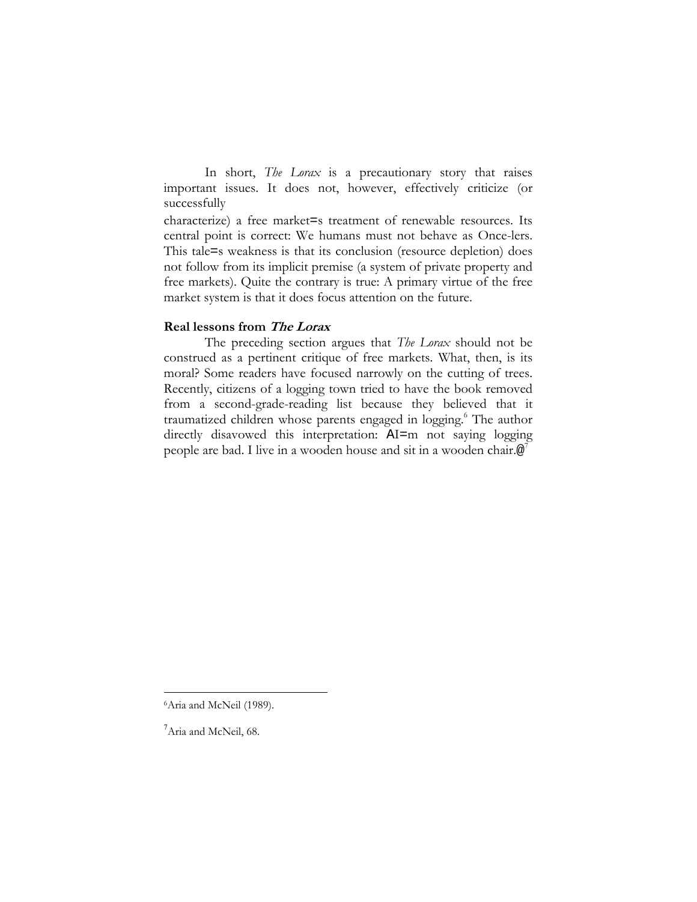In short, *The Lorax* is a precautionary story that raises important issues. It does not, however, effectively criticize (or successfully characterize) a free market=s treatment of renewable resources. Its central point is correct: We humans must not behave as Once-lers. This tale=s weakness is that its conclusion (resource depletion) does not follow from its implicit premise (a system of private property and free markets). Quite the contrary is true: A primary virtue of the free market system is that it does focus attention on the future.

### Real lessons from *The Lorax*

The preceding section argues that *The Lorax* should not be construed as a pertinent critique of free markets. What, then, is its moral? Some readers have focused narrowly on the cutting of trees. Recently, citizens of a logging town tried to have the book removed from a second-grade-reading list because they believed that it traumatized children whose parents engaged in logging.[6] The author directly disavowed this interpretation: AI=m not saying logging people are bad. I live in a wooden house and sit in a wooden chair.@[7]

---

[6] Aria and McNeil (1989).

[7] Aria and McNeil, 68.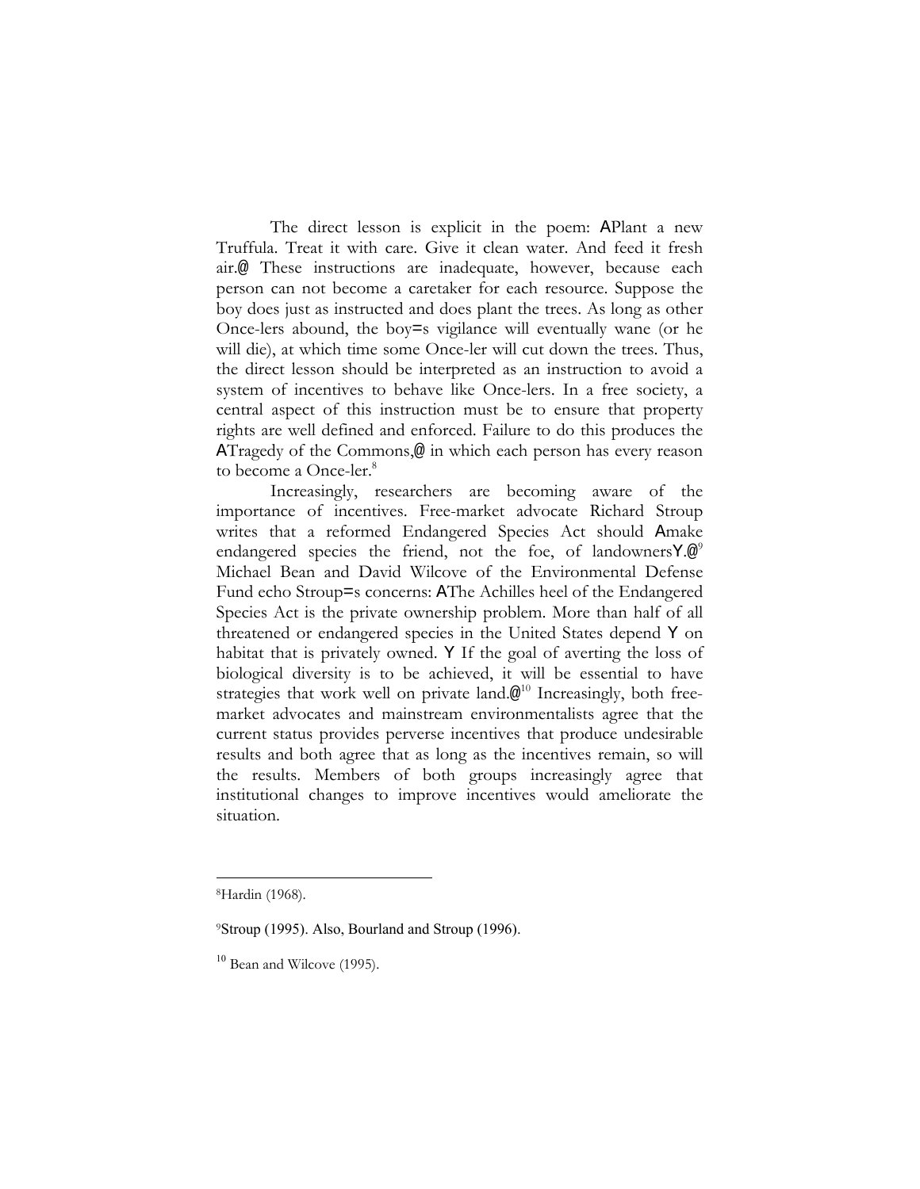The direct lesson is explicit in the poem: APlant a new Truffula. Treat it with care. Give it clean water. And feed it fresh air.@ These instructions are inadequate, however, because each person can not become a caretaker for each resource. Suppose the boy does just as instructed and does plant the trees. As long as other Once-lers abound, the boy=s vigilance will eventually wane (or he will die), at which time some Once-ler will cut down the trees. Thus, the direct lesson should be interpreted as an instruction to avoid a system of incentives to behave like Once-lers. In a free society, a central aspect of this instruction must be to ensure that property rights are well defined and enforced. Failure to do this produces the ATragedy of the Commons,@ in which each person has every reason to become a Once-ler.[8]

Increasingly, researchers are becoming aware of the importance of incentives. Free-market advocate Richard Stroup writes that a reformed Endangered Species Act should Amake endangered species the friend, not the foe, of landownersY.@[9] Michael Bean and David Wilcove of the Environmental Defense Fund echo Stroup=s concerns: AThe Achilles heel of the Endangered Species Act is the private ownership problem. More than half of all threatened or endangered species in the United States depend Y on habitat that is privately owned. Y If the goal of averting the loss of biological diversity is to be achieved, it will be essential to have strategies that work well on private land.@[10] Increasingly, both free-market advocates and mainstream environmentalists agree that the current status provides perverse incentives that produce undesirable results and both agree that as long as the incentives remain, so will the results. Members of both groups increasingly agree that institutional changes to improve incentives would ameliorate the situation.

---

[8] Hardin (1968).

[9] Stroup (1995). Also, Bourland and Stroup (1996).

[10] Bean and Wilcove (1995).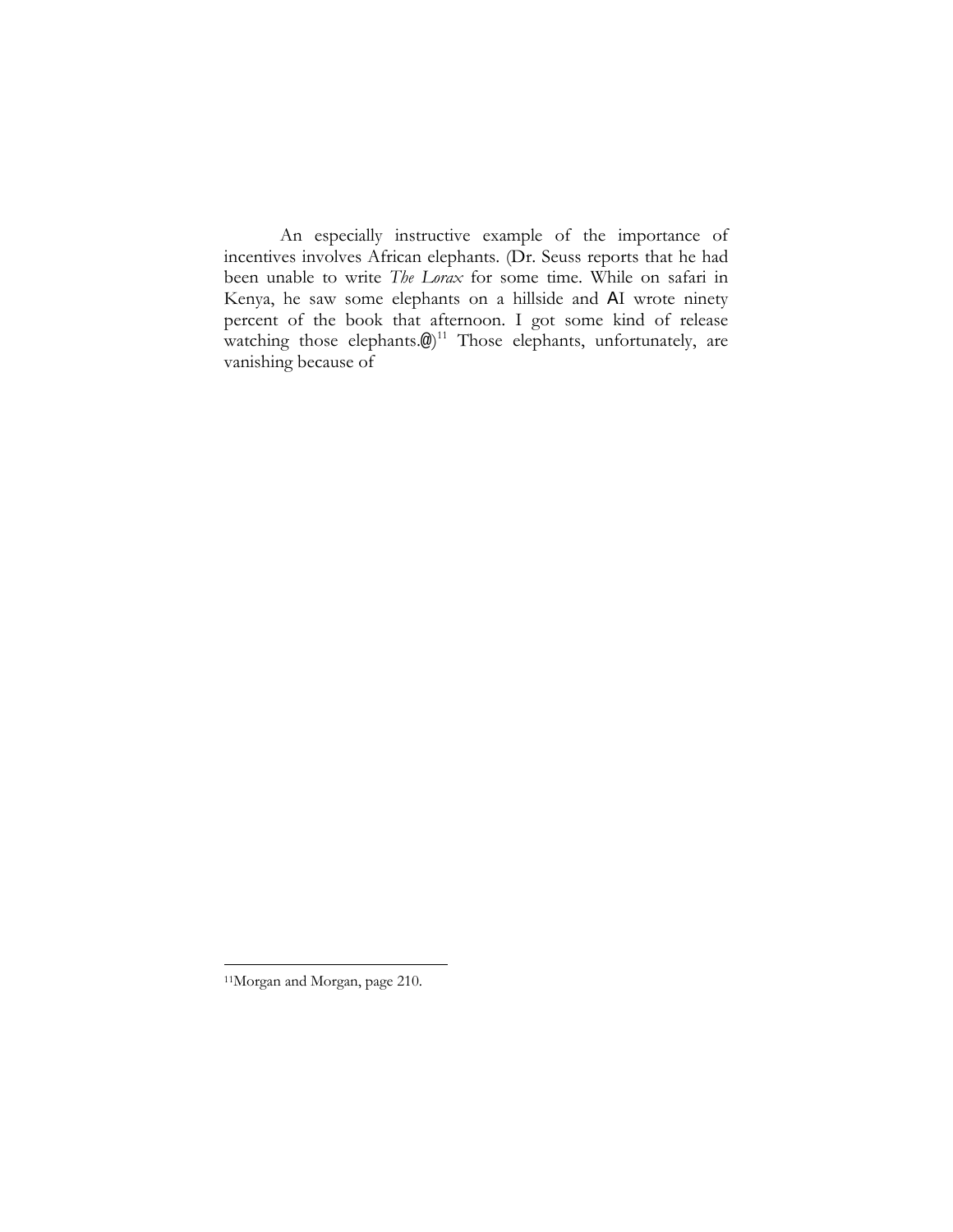An especially instructive example of the importance of incentives involves African elephants. (Dr. Seuss reports that he had been unable to write *The Lorax* for some time. While on safari in Kenya, he saw some elephants on a hillside and AI wrote ninety percent of the book that afternoon. I got some kind of release watching those elephants.@)[11] Those elephants, unfortunately, are vanishing because of

---

[11]Morgan and Morgan, page 210.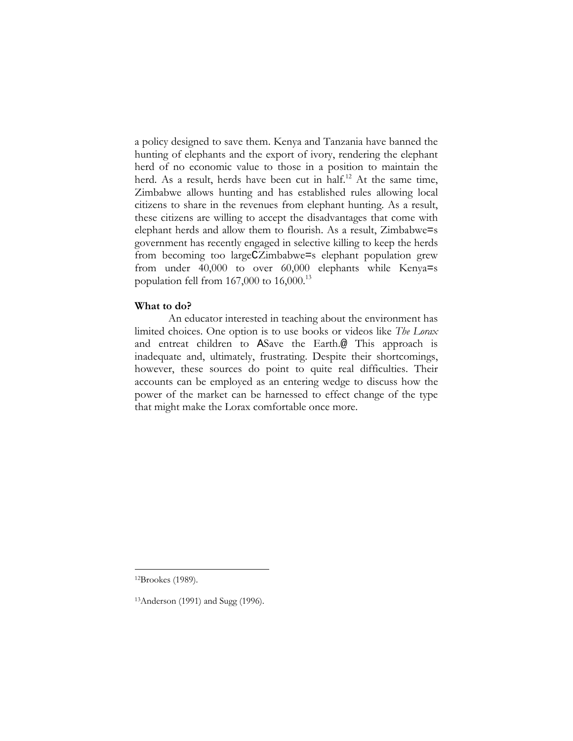a policy designed to save them. Kenya and Tanzania have banned the hunting of elephants and the export of ivory, rendering the elephant herd of no economic value to those in a position to maintain the herd. As a result, herds have been cut in half.[12] At the same time, Zimbabwe allows hunting and has established rules allowing local citizens to share in the revenues from elephant hunting. As a result, these citizens are willing to accept the disadvantages that come with elephant herds and allow them to flourish. As a result, Zimbabwe=s government has recently engaged in selective killing to keep the herds from becoming too largeCZimbabwe=s elephant population grew from under 40,000 to over 60,000 elephants while Kenya=s population fell from 167,000 to 16,000.[13]

**What to do?**

An educator interested in teaching about the environment has limited choices. One option is to use books or videos like *The Lorax* and entreat children to ASave the Earth.@ This approach is inadequate and, ultimately, frustrating. Despite their shortcomings, however, these sources do point to quite real difficulties. Their accounts can be employed as an entering wedge to discuss how the power of the market can be harnessed to effect change of the type that might make the Lorax comfortable once more.

---

[12] Brookes (1989).

[13] Anderson (1991) and Sugg (1996).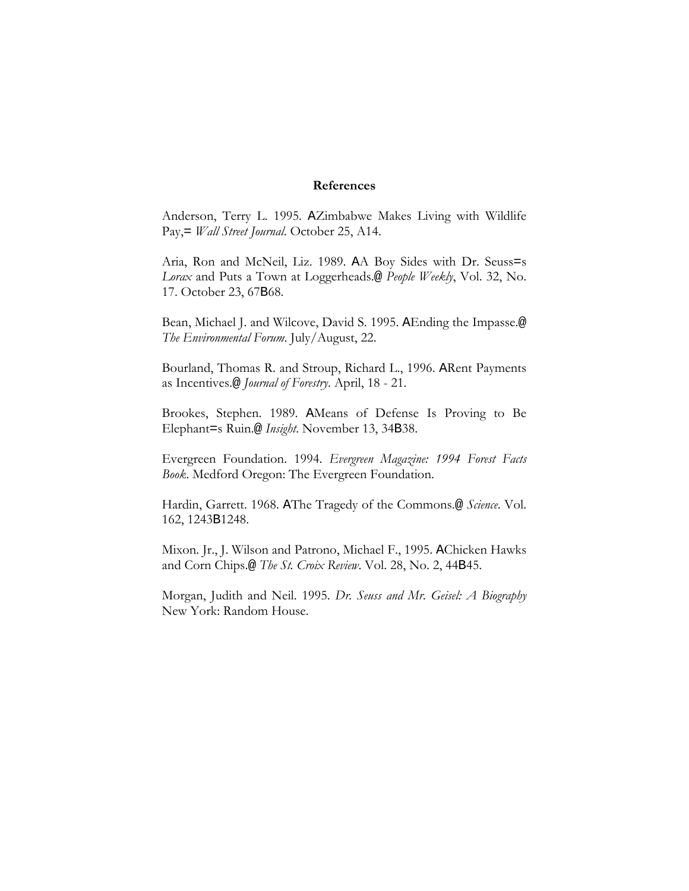## References

Anderson, Terry L. 1995. AZimbabwe Makes Living with Wildlife Pay,= *Wall Street Journal*. October 25, A14.

Aria, Ron and McNeil, Liz. 1989. AA Boy Sides with Dr. Seuss=s *Lorax* and Puts a Town at Loggerheads.@ *People Weekly*, Vol. 32, No. 17. October 23, 67B68.

Bean, Michael J. and Wilcove, David S. 1995. AEnding the Impasse.@ *The Environmental Forum*. July/August, 22.

Bourland, Thomas R. and Stroup, Richard L., 1996. ARent Payments as Incentives.@ *Journal of Forestry*. April, 18 - 21.

Brookes, Stephen. 1989. AMeans of Defense Is Proving to Be Elephant=s Ruin.@ *Insight*. November 13, 34B38.

Evergreen Foundation. 1994. *Evergreen Magazine: 1994 Forest Facts Book*. Medford Oregon: The Evergreen Foundation.

Hardin, Garrett. 1968. AThe Tragedy of the Commons.@ *Science*. Vol. 162, 1243B1248.

Mixon. Jr., J. Wilson and Patrono, Michael F., 1995. AChicken Hawks and Corn Chips.@ *The St. Croix Review*. Vol. 28, No. 2, 44B45.

Morgan, Judith and Neil. 1995. *Dr. Seuss and Mr. Geisel: A Biography* New York: Random House.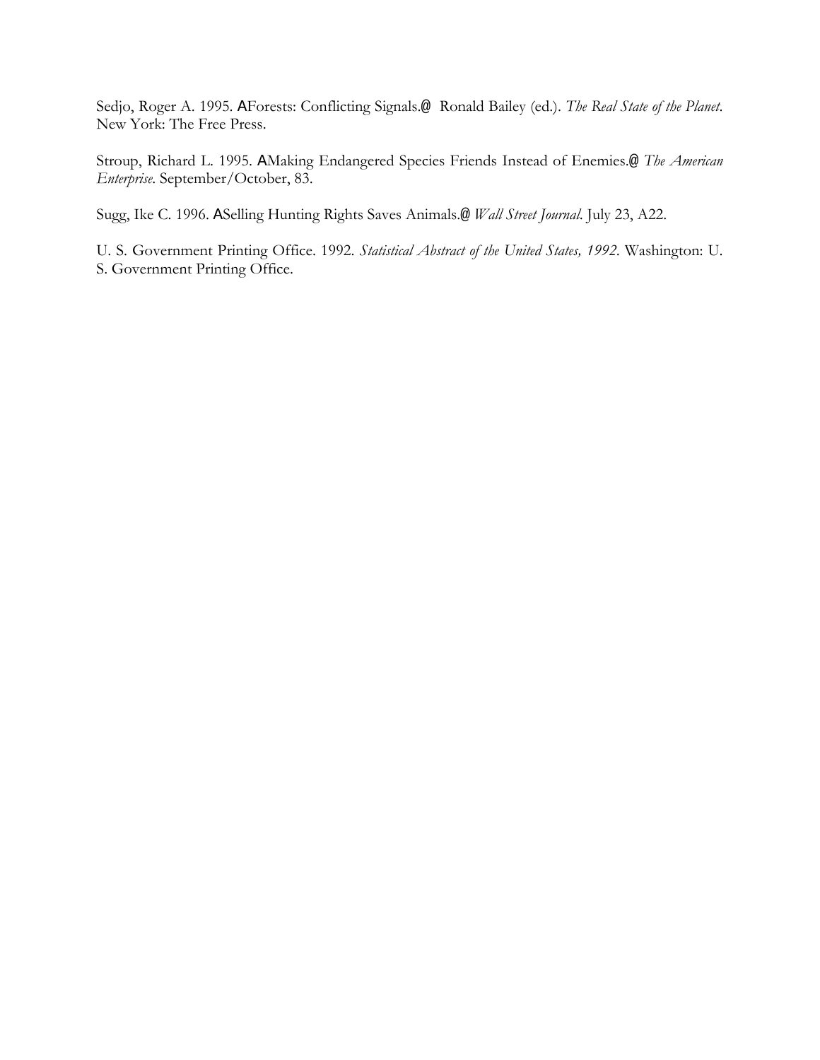Sedjo, Roger A. 1995. AForests: Conflicting Signals.@ Ronald Bailey (ed.). *The Real State of the Planet*. New York: The Free Press.

Stroup, Richard L. 1995. AMaking Endangered Species Friends Instead of Enemies.@ *The American Enterprise*. September/October, 83.

Sugg, Ike C. 1996. ASelling Hunting Rights Saves Animals.@ *Wall Street Journal*. July 23, A22.

U. S. Government Printing Office. 1992. *Statistical Abstract of the United States, 1992*. Washington: U. S. Government Printing Office.